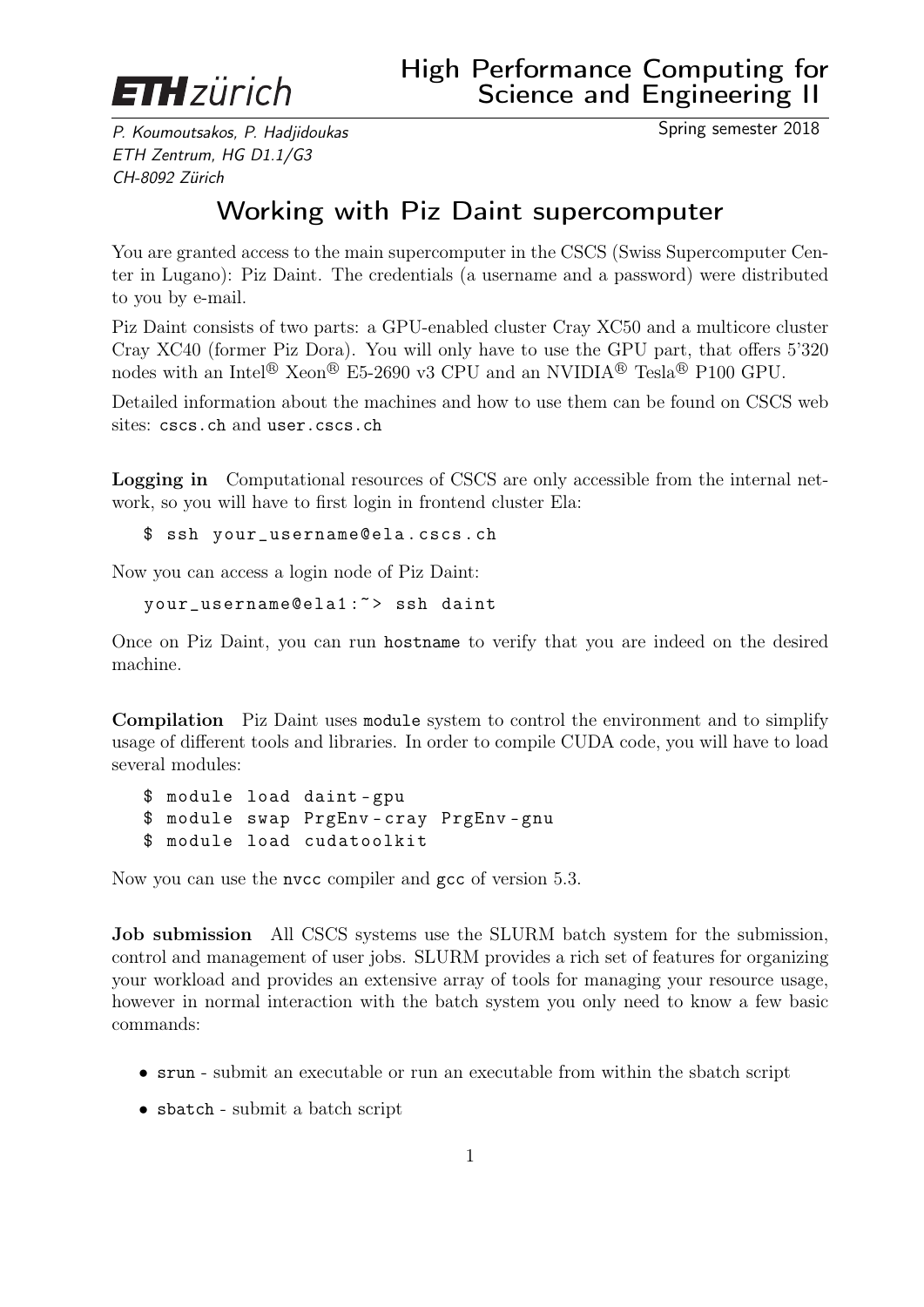**ETH zürich**

# High Performance Computing for Science and Engineering II

*P. Koumoutsakos, P. Hadjidoukas*
*ETH Zentrum, HG D1.1/G3*
*CH-8092 Zürich*

Spring semester 2018

## Working with Piz Daint supercomputer

You are granted access to the main supercomputer in the CSCS (Swiss Supercomputer Center in Lugano): Piz Daint. The credentials (a username and a password) were distributed to you by e-mail.

Piz Daint consists of two parts: a GPU-enabled cluster Cray XC50 and a multicore cluster Cray XC40 (former Piz Dora). You will only have to use the GPU part, that offers 5'320 nodes with an Intel® Xeon® E5-2690 v3 CPU and an NVIDIA® Tesla® P100 GPU.

Detailed information about the machines and how to use them can be found on CSCS web sites: `cscs.ch` and `user.cscs.ch`

**Logging in** Computational resources of CSCS are only accessible from the internal network, so you will have to first login in frontend cluster Ela:

```
$ ssh your_username@ela.cscs.ch
```

Now you can access a login node of Piz Daint:

```
your_username@ela1:~> ssh daint
```

Once on Piz Daint, you can run `hostname` to verify that you are indeed on the desired machine.

**Compilation** Piz Daint uses `module` system to control the environment and to simplify usage of different tools and libraries. In order to compile CUDA code, you will have to load several modules:

```
$ module load daint-gpu
$ module swap PrgEnv-cray PrgEnv-gnu
$ module load cudatoolkit
```

Now you can use the `nvcc` compiler and `gcc` of version 5.3.

**Job submission** All CSCS systems use the SLURM batch system for the submission, control and management of user jobs. SLURM provides a rich set of features for organizing your workload and provides an extensive array of tools for managing your resource usage, however in normal interaction with the batch system you only need to know a few basic commands:

- `srun` - submit an executable or run an executable from within the sbatch script
- `sbatch` - submit a batch script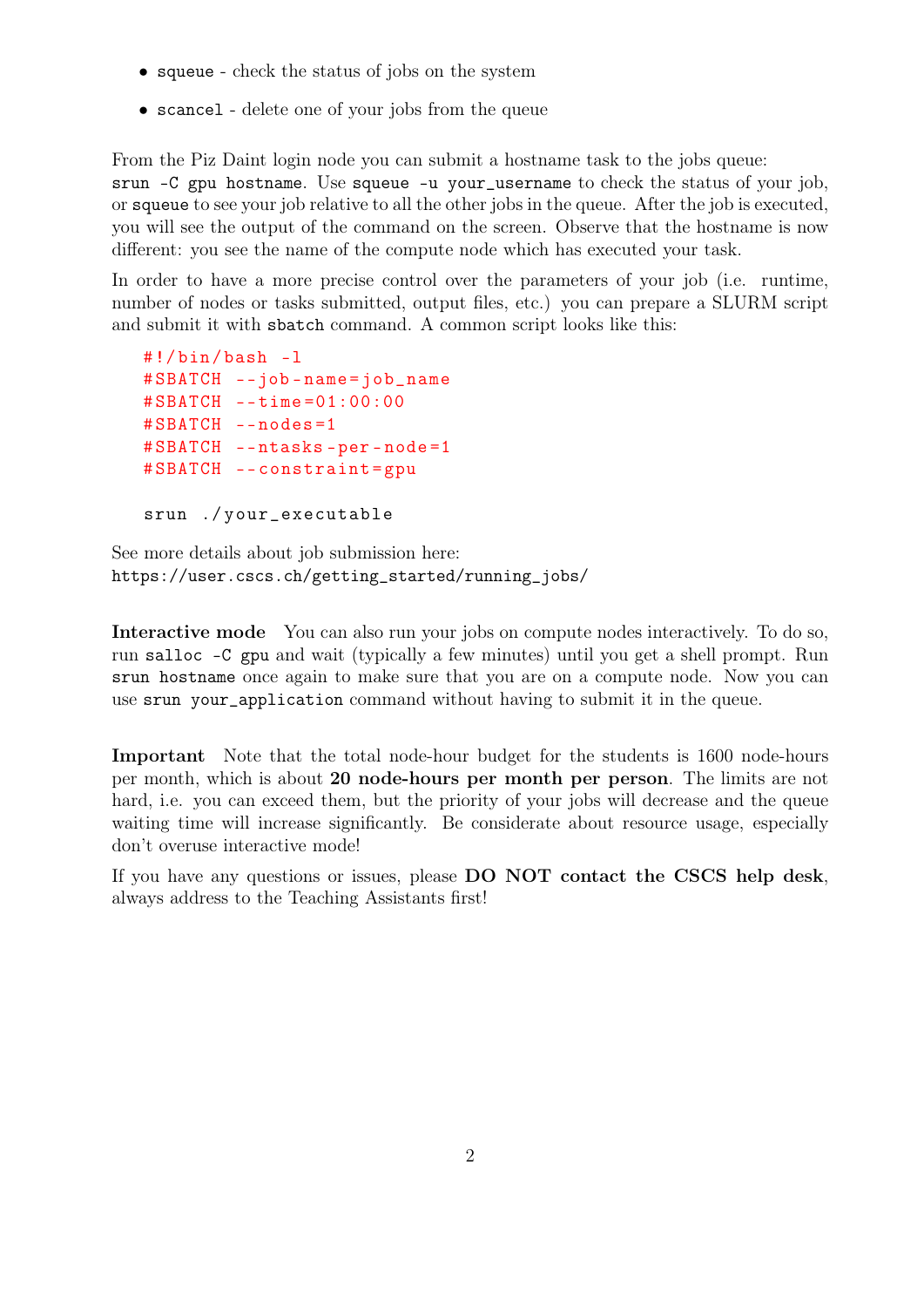- `squeue` - check the status of jobs on the system
- `scancel` - delete one of your jobs from the queue

From the Piz Daint login node you can submit a hostname task to the jobs queue: `srun -C gpu hostname`. Use `squeue -u your_username` to check the status of your job, or `squeue` to see your job relative to all the other jobs in the queue. After the job is executed, you will see the output of the command on the screen. Observe that the hostname is now different: you see the name of the compute node which has executed your task.

In order to have a more precise control over the parameters of your job (i.e. runtime, number of nodes or tasks submitted, output files, etc.) you can prepare a SLURM script and submit it with `sbatch` command. A common script looks like this:

```
#!/bin/bash -l
#SBATCH --job-name=job_name
#SBATCH --time=01:00:00
#SBATCH --nodes=1
#SBATCH --ntasks-per-node=1
#SBATCH --constraint=gpu

srun ./your_executable
```

See more details about job submission here:
`https://user.cscs.ch/getting_started/running_jobs/`

**Interactive mode** You can also run your jobs on compute nodes interactively. To do so, run `salloc -C gpu` and wait (typically a few minutes) until you get a shell prompt. Run `srun hostname` once again to make sure that you are on a compute node. Now you can use `srun your_application` command without having to submit it in the queue.

**Important** Note that the total node-hour budget for the students is 1600 node-hours per month, which is about **20 node-hours per month per person**. The limits are not hard, i.e. you can exceed them, but the priority of your jobs will decrease and the queue waiting time will increase significantly. Be considerate about resource usage, especially don't overuse interactive mode!

If you have any questions or issues, please **DO NOT contact the CSCS help desk**, always address to the Teaching Assistants first!